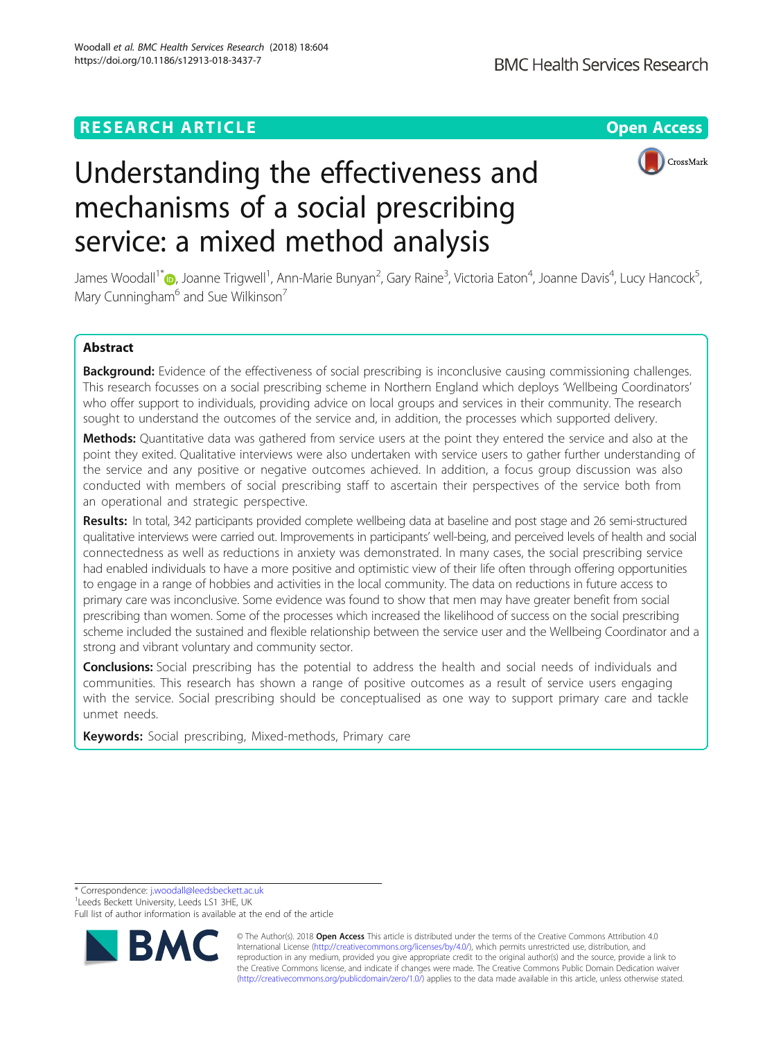RESEARCH ARTICLE

Open Access

# Understanding the effectiveness and mechanisms of a social prescribing service: a mixed method analysis

James Woodall[1*], Joanne Trigwell[1], Ann-Marie Bunyan[2], Gary Raine[3], Victoria Eaton[4], Joanne Davis[4], Lucy Hancock[5], Mary Cunningham[6] and Sue Wilkinson[7]

## Abstract

**Background:** Evidence of the effectiveness of social prescribing is inconclusive causing commissioning challenges. This research focusses on a social prescribing scheme in Northern England which deploys 'Wellbeing Coordinators' who offer support to individuals, providing advice on local groups and services in their community. The research sought to understand the outcomes of the service and, in addition, the processes which supported delivery.

**Methods:** Quantitative data was gathered from service users at the point they entered the service and also at the point they exited. Qualitative interviews were also undertaken with service users to gather further understanding of the service and any positive or negative outcomes achieved. In addition, a focus group discussion was also conducted with members of social prescribing staff to ascertain their perspectives of the service both from an operational and strategic perspective.

**Results:** In total, 342 participants provided complete wellbeing data at baseline and post stage and 26 semi-structured qualitative interviews were carried out. Improvements in participants' well-being, and perceived levels of health and social connectedness as well as reductions in anxiety was demonstrated. In many cases, the social prescribing service had enabled individuals to have a more positive and optimistic view of their life often through offering opportunities to engage in a range of hobbies and activities in the local community. The data on reductions in future access to primary care was inconclusive. Some evidence was found to show that men may have greater benefit from social prescribing than women. Some of the processes which increased the likelihood of success on the social prescribing scheme included the sustained and flexible relationship between the service user and the Wellbeing Coordinator and a strong and vibrant voluntary and community sector.

**Conclusions:** Social prescribing has the potential to address the health and social needs of individuals and communities. This research has shown a range of positive outcomes as a result of service users engaging with the service. Social prescribing should be conceptualised as one way to support primary care and tackle unmet needs.

**Keywords:** Social prescribing, Mixed-methods, Primary care

---

* Correspondence: j.woodall@leedsbeckett.ac.uk
[1]Leeds Beckett University, Leeds LS1 3HE, UK
Full list of author information is available at the end of the article

© The Author(s). 2018 **Open Access** This article is distributed under the terms of the Creative Commons Attribution 4.0 International License (http://creativecommons.org/licenses/by/4.0/), which permits unrestricted use, distribution, and reproduction in any medium, provided you give appropriate credit to the original author(s) and the source, provide a link to the Creative Commons license, and indicate if changes were made. The Creative Commons Public Domain Dedication waiver (http://creativecommons.org/publicdomain/zero/1.0/) applies to the data made available in this article, unless otherwise stated.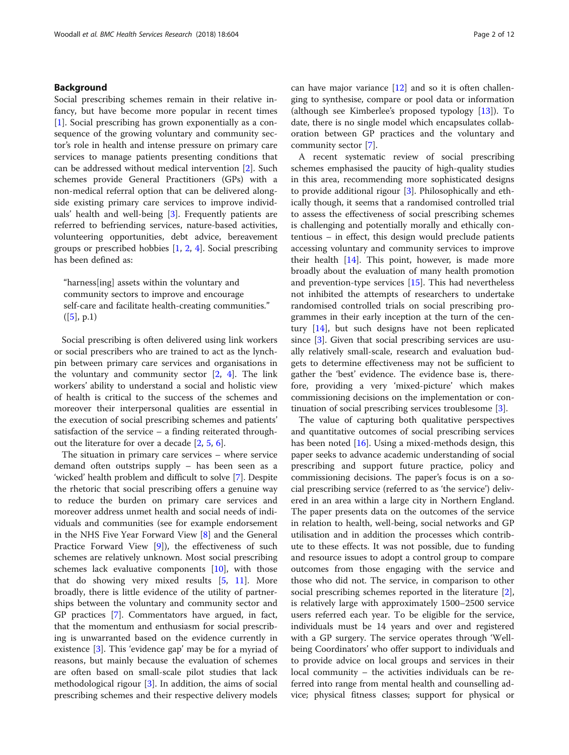## Background

Social prescribing schemes remain in their relative infancy, but have become more popular in recent times [1]. Social prescribing has grown exponentially as a consequence of the growing voluntary and community sector's role in health and intense pressure on primary care services to manage patients presenting conditions that can be addressed without medical intervention [2]. Such schemes provide General Practitioners (GPs) with a non-medical referral option that can be delivered alongside existing primary care services to improve individuals' health and well-being [3]. Frequently patients are referred to befriending services, nature-based activities, volunteering opportunities, debt advice, bereavement groups or prescribed hobbies [1, 2, 4]. Social prescribing has been defined as:

> "harness[ing] assets within the voluntary and community sectors to improve and encourage self-care and facilitate health-creating communities." ([5], p.1)

Social prescribing is often delivered using link workers or social prescribers who are trained to act as the lynchpin between primary care services and organisations in the voluntary and community sector [2, 4]. The link workers' ability to understand a social and holistic view of health is critical to the success of the schemes and moreover their interpersonal qualities are essential in the execution of social prescribing schemes and patients' satisfaction of the service – a finding reiterated throughout the literature for over a decade [2, 5, 6].

The situation in primary care services – where service demand often outstrips supply – has been seen as a 'wicked' health problem and difficult to solve [7]. Despite the rhetoric that social prescribing offers a genuine way to reduce the burden on primary care services and moreover address unmet health and social needs of individuals and communities (see for example endorsement in the NHS Five Year Forward View [8] and the General Practice Forward View [9]), the effectiveness of such schemes are relatively unknown. Most social prescribing schemes lack evaluative components [10], with those that do showing very mixed results [5, 11]. More broadly, there is little evidence of the utility of partnerships between the voluntary and community sector and GP practices [7]. Commentators have argued, in fact, that the momentum and enthusiasm for social prescribing is unwarranted based on the evidence currently in existence [3]. This 'evidence gap' may be for a myriad of reasons, but mainly because the evaluation of schemes are often based on small-scale pilot studies that lack methodological rigour [3]. In addition, the aims of social prescribing schemes and their respective delivery models can have major variance [12] and so it is often challenging to synthesise, compare or pool data or information (although see Kimberlee's proposed typology [13]). To date, there is no single model which encapsulates collaboration between GP practices and the voluntary and community sector [7].

A recent systematic review of social prescribing schemes emphasised the paucity of high-quality studies in this area, recommending more sophisticated designs to provide additional rigour [3]. Philosophically and ethically though, it seems that a randomised controlled trial to assess the effectiveness of social prescribing schemes is challenging and potentially morally and ethically contentious – in effect, this design would preclude patients accessing voluntary and community services to improve their health [14]. This point, however, is made more broadly about the evaluation of many health promotion and prevention-type services [15]. This had nevertheless not inhibited the attempts of researchers to undertake randomised controlled trials on social prescribing programmes in their early inception at the turn of the century [14], but such designs have not been replicated since [3]. Given that social prescribing services are usually relatively small-scale, research and evaluation budgets to determine effectiveness may not be sufficient to gather the 'best' evidence. The evidence base is, therefore, providing a very 'mixed-picture' which makes commissioning decisions on the implementation or continuation of social prescribing services troublesome [3].

The value of capturing both qualitative perspectives and quantitative outcomes of social prescribing services has been noted [16]. Using a mixed-methods design, this paper seeks to advance academic understanding of social prescribing and support future practice, policy and commissioning decisions. The paper's focus is on a social prescribing service (referred to as 'the service') delivered in an area within a large city in Northern England. The paper presents data on the outcomes of the service in relation to health, well-being, social networks and GP utilisation and in addition the processes which contribute to these effects. It was not possible, due to funding and resource issues to adopt a control group to compare outcomes from those engaging with the service and those who did not. The service, in comparison to other social prescribing schemes reported in the literature [2], is relatively large with approximately 1500–2500 service users referred each year. To be eligible for the service, individuals must be 14 years and over and registered with a GP surgery. The service operates through 'Well-being Coordinators' who offer support to individuals and to provide advice on local groups and services in their local community – the activities individuals can be referred into range from mental health and counselling advice; physical fitness classes; support for physical or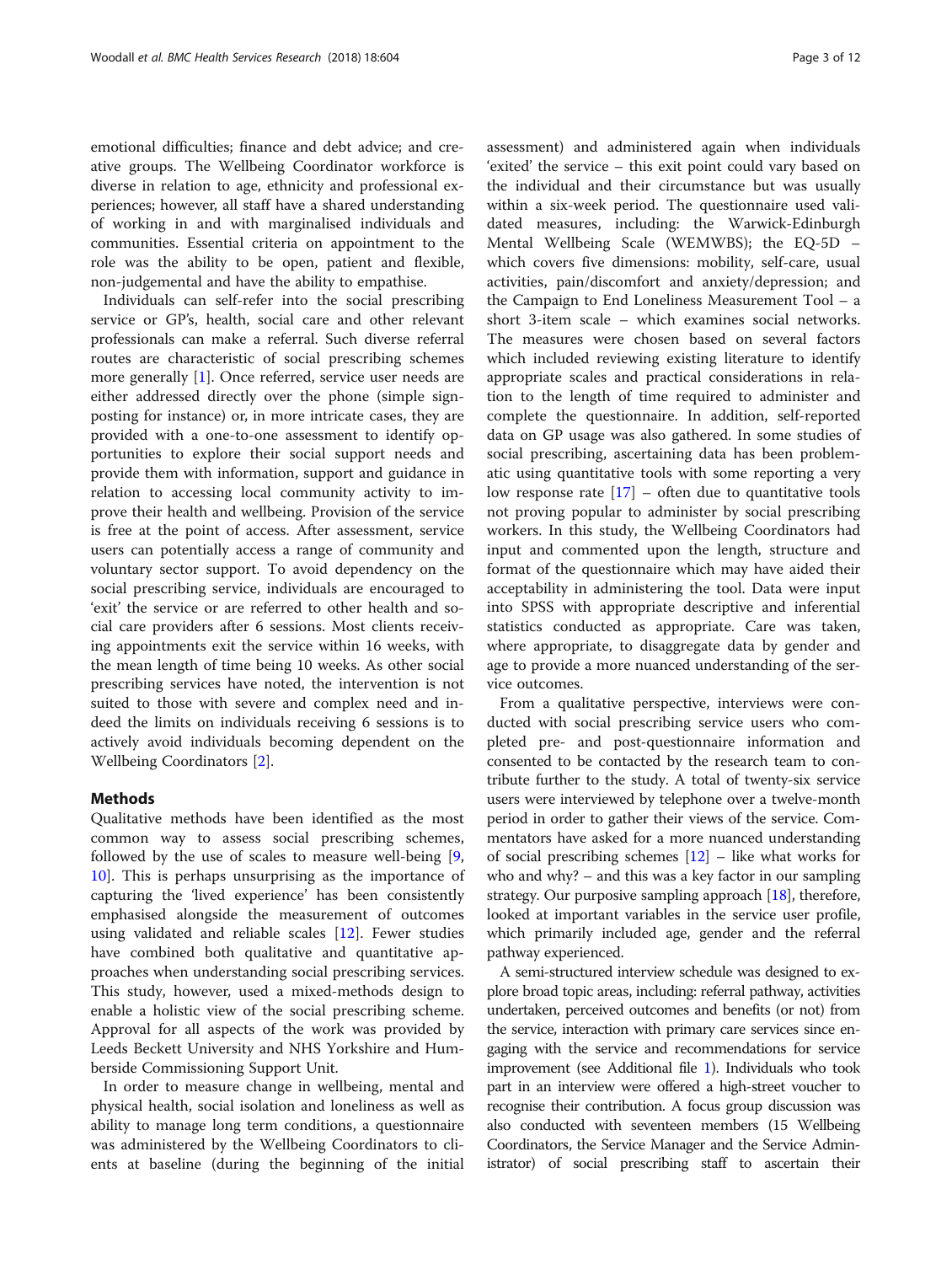emotional difficulties; finance and debt advice; and creative groups. The Wellbeing Coordinator workforce is diverse in relation to age, ethnicity and professional experiences; however, all staff have a shared understanding of working in and with marginalised individuals and communities. Essential criteria on appointment to the role was the ability to be open, patient and flexible, non-judgemental and have the ability to empathise.

Individuals can self-refer into the social prescribing service or GP's, health, social care and other relevant professionals can make a referral. Such diverse referral routes are characteristic of social prescribing schemes more generally [1]. Once referred, service user needs are either addressed directly over the phone (simple signposting for instance) or, in more intricate cases, they are provided with a one-to-one assessment to identify opportunities to explore their social support needs and provide them with information, support and guidance in relation to accessing local community activity to improve their health and wellbeing. Provision of the service is free at the point of access. After assessment, service users can potentially access a range of community and voluntary sector support. To avoid dependency on the social prescribing service, individuals are encouraged to 'exit' the service or are referred to other health and social care providers after 6 sessions. Most clients receiving appointments exit the service within 16 weeks, with the mean length of time being 10 weeks. As other social prescribing services have noted, the intervention is not suited to those with severe and complex need and indeed the limits on individuals receiving 6 sessions is to actively avoid individuals becoming dependent on the Wellbeing Coordinators [2].

## Methods

Qualitative methods have been identified as the most common way to assess social prescribing schemes, followed by the use of scales to measure well-being [9, 10]. This is perhaps unsurprising as the importance of capturing the 'lived experience' has been consistently emphasised alongside the measurement of outcomes using validated and reliable scales [12]. Fewer studies have combined both qualitative and quantitative approaches when understanding social prescribing services. This study, however, used a mixed-methods design to enable a holistic view of the social prescribing scheme. Approval for all aspects of the work was provided by Leeds Beckett University and NHS Yorkshire and Humberside Commissioning Support Unit.

In order to measure change in wellbeing, mental and physical health, social isolation and loneliness as well as ability to manage long term conditions, a questionnaire was administered by the Wellbeing Coordinators to clients at baseline (during the beginning of the initial assessment) and administered again when individuals 'exited' the service – this exit point could vary based on the individual and their circumstance but was usually within a six-week period. The questionnaire used validated measures, including: the Warwick-Edinburgh Mental Wellbeing Scale (WEMWBS); the EQ-5D – which covers five dimensions: mobility, self-care, usual activities, pain/discomfort and anxiety/depression; and the Campaign to End Loneliness Measurement Tool – a short 3-item scale – which examines social networks. The measures were chosen based on several factors which included reviewing existing literature to identify appropriate scales and practical considerations in relation to the length of time required to administer and complete the questionnaire. In addition, self-reported data on GP usage was also gathered. In some studies of social prescribing, ascertaining data has been problematic using quantitative tools with some reporting a very low response rate [17] – often due to quantitative tools not proving popular to administer by social prescribing workers. In this study, the Wellbeing Coordinators had input and commented upon the length, structure and format of the questionnaire which may have aided their acceptability in administering the tool. Data were input into SPSS with appropriate descriptive and inferential statistics conducted as appropriate. Care was taken, where appropriate, to disaggregate data by gender and age to provide a more nuanced understanding of the service outcomes.

From a qualitative perspective, interviews were conducted with social prescribing service users who completed pre- and post-questionnaire information and consented to be contacted by the research team to contribute further to the study. A total of twenty-six service users were interviewed by telephone over a twelve-month period in order to gather their views of the service. Commentators have asked for a more nuanced understanding of social prescribing schemes [12] – like what works for who and why? – and this was a key factor in our sampling strategy. Our purposive sampling approach [18], therefore, looked at important variables in the service user profile, which primarily included age, gender and the referral pathway experienced.

A semi-structured interview schedule was designed to explore broad topic areas, including: referral pathway, activities undertaken, perceived outcomes and benefits (or not) from the service, interaction with primary care services since engaging with the service and recommendations for service improvement (see Additional file 1). Individuals who took part in an interview were offered a high-street voucher to recognise their contribution. A focus group discussion was also conducted with seventeen members (15 Wellbeing Coordinators, the Service Manager and the Service Administrator) of social prescribing staff to ascertain their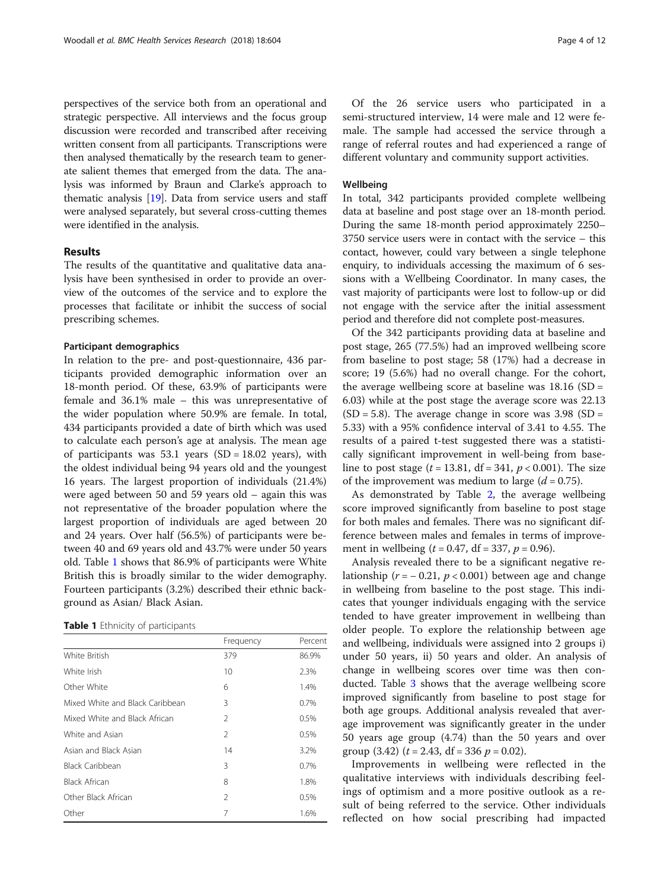perspectives of the service both from an operational and strategic perspective. All interviews and the focus group discussion were recorded and transcribed after receiving written consent from all participants. Transcriptions were then analysed thematically by the research team to generate salient themes that emerged from the data. The analysis was informed by Braun and Clarke's approach to thematic analysis [19]. Data from service users and staff were analysed separately, but several cross-cutting themes were identified in the analysis.

## Results

The results of the quantitative and qualitative data analysis have been synthesised in order to provide an overview of the outcomes of the service and to explore the processes that facilitate or inhibit the success of social prescribing schemes.

### Participant demographics

In relation to the pre- and post-questionnaire, 436 participants provided demographic information over an 18-month period. Of these, 63.9% of participants were female and 36.1% male – this was unrepresentative of the wider population where 50.9% are female. In total, 434 participants provided a date of birth which was used to calculate each person's age at analysis. The mean age of participants was 53.1 years (SD = 18.02 years), with the oldest individual being 94 years old and the youngest 16 years. The largest proportion of individuals (21.4%) were aged between 50 and 59 years old – again this was not representative of the broader population where the largest proportion of individuals are aged between 20 and 24 years. Over half (56.5%) of participants were between 40 and 69 years old and 43.7% were under 50 years old. Table 1 shows that 86.9% of participants were White British this is broadly similar to the wider demography. Fourteen participants (3.2%) described their ethnic background as Asian/ Black Asian.

**Table 1** Ethnicity of participants

| | Frequency | Percent |
|---|---|---|
| White British | 379 | 86.9% |
| White Irish | 10 | 2.3% |
| Other White | 6 | 1.4% |
| Mixed White and Black Caribbean | 3 | 0.7% |
| Mixed White and Black African | 2 | 0.5% |
| White and Asian | 2 | 0.5% |
| Asian and Black Asian | 14 | 3.2% |
| Black Caribbean | 3 | 0.7% |
| Black African | 8 | 1.8% |
| Other Black African | 2 | 0.5% |
| Other | 7 | 1.6% |

Of the 26 service users who participated in a semi-structured interview, 14 were male and 12 were female. The sample had accessed the service through a range of referral routes and had experienced a range of different voluntary and community support activities.

### Wellbeing

In total, 342 participants provided complete wellbeing data at baseline and post stage over an 18-month period. During the same 18-month period approximately 2250–3750 service users were in contact with the service – this contact, however, could vary between a single telephone enquiry, to individuals accessing the maximum of 6 sessions with a Wellbeing Coordinator. In many cases, the vast majority of participants were lost to follow-up or did not engage with the service after the initial assessment period and therefore did not complete post-measures.

Of the 342 participants providing data at baseline and post stage, 265 (77.5%) had an improved wellbeing score from baseline to post stage; 58 (17%) had a decrease in score; 19 (5.6%) had no overall change. For the cohort, the average wellbeing score at baseline was 18.16 (SD = 6.03) while at the post stage the average score was 22.13 (SD = 5.8). The average change in score was 3.98 (SD = 5.33) with a 95% confidence interval of 3.41 to 4.55. The results of a paired t-test suggested there was a statistically significant improvement in well-being from baseline to post stage ($t = 13.81$, df = 341, $p < 0.001$). The size of the improvement was medium to large ($d = 0.75$).

As demonstrated by Table 2, the average wellbeing score improved significantly from baseline to post stage for both males and females. There was no significant difference between males and females in terms of improvement in wellbeing ($t = 0.47$, df = 337, $p = 0.96$).

Analysis revealed there to be a significant negative relationship ($r = -0.21$, $p < 0.001$) between age and change in wellbeing from baseline to the post stage. This indicates that younger individuals engaging with the service tended to have greater improvement in wellbeing than older people. To explore the relationship between age and wellbeing, individuals were assigned into 2 groups i) under 50 years, ii) 50 years and older. An analysis of change in wellbeing scores over time was then conducted. Table 3 shows that the average wellbeing score improved significantly from baseline to post stage for both age groups. Additional analysis revealed that average improvement was significantly greater in the under 50 years age group (4.74) than the 50 years and over group (3.42) ($t = 2.43$, df = 336 $p = 0.02$).

Improvements in wellbeing were reflected in the qualitative interviews with individuals describing feelings of optimism and a more positive outlook as a result of being referred to the service. Other individuals reflected on how social prescribing had impacted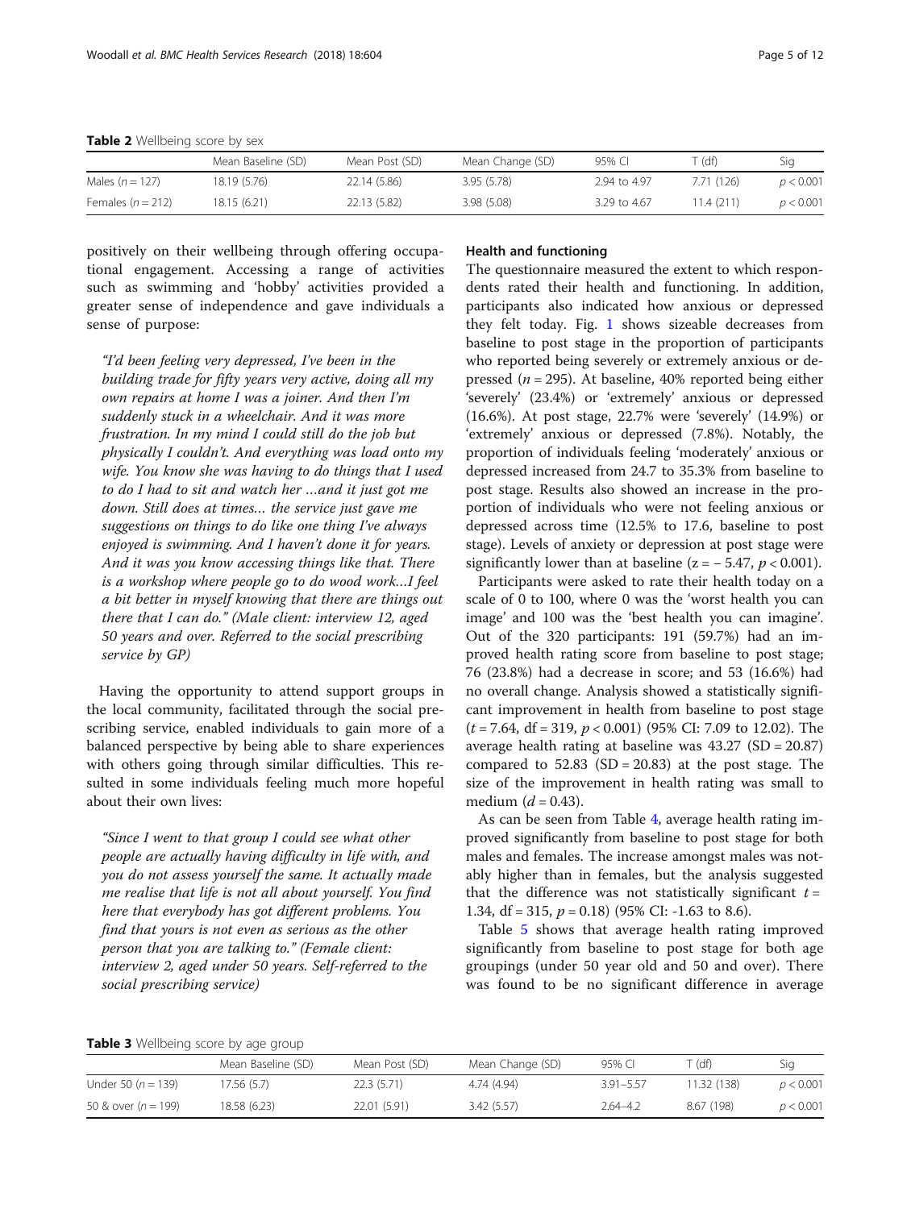**Table 2** Wellbeing score by sex

| | Mean Baseline (SD) | Mean Post (SD) | Mean Change (SD) | 95% CI | T (df) | Sig |
|---|---|---|---|---|---|---|
| Males ($n = 127$) | 18.19 (5.76) | 22.14 (5.86) | 3.95 (5.78) | 2.94 to 4.97 | 7.71 (126) | $p < 0.001$ |
| Females ($n = 212$) | 18.15 (6.21) | 22.13 (5.82) | 3.98 (5.08) | 3.29 to 4.67 | 11.4 (211) | $p < 0.001$ |

positively on their wellbeing through offering occupational engagement. Accessing a range of activities such as swimming and 'hobby' activities provided a greater sense of independence and gave individuals a sense of purpose:

> *"I'd been feeling very depressed, I've been in the building trade for fifty years very active, doing all my own repairs at home I was a joiner. And then I'm suddenly stuck in a wheelchair. And it was more frustration. In my mind I could still do the job but physically I couldn't. And everything was load onto my wife. You know she was having to do things that I used to do I had to sit and watch her …and it just got me down. Still does at times… the service just gave me suggestions on things to do like one thing I've always enjoyed is swimming. And I haven't done it for years. And it was you know accessing things like that. There is a workshop where people go to do wood work…I feel a bit better in myself knowing that there are things out there that I can do." (Male client: interview 12, aged 50 years and over. Referred to the social prescribing service by GP)*

Having the opportunity to attend support groups in the local community, facilitated through the social prescribing service, enabled individuals to gain more of a balanced perspective by being able to share experiences with others going through similar difficulties. This resulted in some individuals feeling much more hopeful about their own lives:

> *"Since I went to that group I could see what other people are actually having difficulty in life with, and you do not assess yourself the same. It actually made me realise that life is not all about yourself. You find here that everybody has got different problems. You find that yours is not even as serious as the other person that you are talking to." (Female client: interview 2, aged under 50 years. Self-referred to the social prescribing service)*

### Health and functioning

The questionnaire measured the extent to which respondents rated their health and functioning. In addition, participants also indicated how anxious or depressed they felt today. Fig. 1 shows sizeable decreases from baseline to post stage in the proportion of participants who reported being severely or extremely anxious or depressed ($n = 295$). At baseline, 40% reported being either 'severely' (23.4%) or 'extremely' anxious or depressed (16.6%). At post stage, 22.7% were 'severely' (14.9%) or 'extremely' anxious or depressed (7.8%). Notably, the proportion of individuals feeling 'moderately' anxious or depressed increased from 24.7 to 35.3% from baseline to post stage. Results also showed an increase in the proportion of individuals who were not feeling anxious or depressed across time (12.5% to 17.6, baseline to post stage). Levels of anxiety or depression at post stage were significantly lower than at baseline ($z = -5.47$, $p < 0.001$).

Participants were asked to rate their health today on a scale of 0 to 100, where 0 was the 'worst health you can image' and 100 was the 'best health you can imagine'. Out of the 320 participants: 191 (59.7%) had an improved health rating score from baseline to post stage; 76 (23.8%) had a decrease in score; and 53 (16.6%) had no overall change. Analysis showed a statistically significant improvement in health from baseline to post stage ($t = 7.64$, df = 319, $p < 0.001$) (95% CI: 7.09 to 12.02). The average health rating at baseline was 43.27 (SD = 20.87) compared to 52.83 (SD = 20.83) at the post stage. The size of the improvement in health rating was small to medium ($d = 0.43$).

As can be seen from Table 4, average health rating improved significantly from baseline to post stage for both males and females. The increase amongst males was notably higher than in females, but the analysis suggested that the difference was not statistically significant $t = 1.34$, df = 315, $p = 0.18$) (95% CI: -1.63 to 8.6).

Table 5 shows that average health rating improved significantly from baseline to post stage for both age groupings (under 50 year old and 50 and over). There was found to be no significant difference in average

**Table 3** Wellbeing score by age group

| | Mean Baseline (SD) | Mean Post (SD) | Mean Change (SD) | 95% CI | T (df) | Sig |
|---|---|---|---|---|---|---|
| Under 50 ($n = 139$) | 17.56 (5.7) | 22.3 (5.71) | 4.74 (4.94) | 3.91–5.57 | 11.32 (138) | $p < 0.001$ |
| 50 & over ($n = 199$) | 18.58 (6.23) | 22.01 (5.91) | 3.42 (5.57) | 2.64–4.2 | 8.67 (198) | $p < 0.001$ |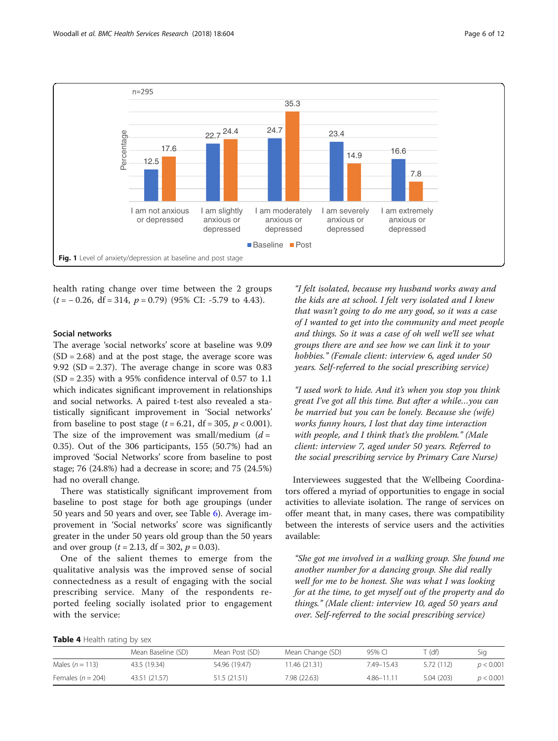Fig. 1 Level of anxiety/depression at baseline and post stage

health rating change over time between the 2 groups ($t = -0.26$, df = 314, $p = 0.79$) (95% CI: -5.79 to 4.43).

### Social networks

The average 'social networks' score at baseline was 9.09 (SD = 2.68) and at the post stage, the average score was 9.92 (SD = 2.37). The average change in score was 0.83 (SD = 2.35) with a 95% confidence interval of 0.57 to 1.1 which indicates significant improvement in relationships and social networks. A paired t-test also revealed a statistically significant improvement in 'Social networks' from baseline to post stage ($t = 6.21$, df = 305, $p < 0.001$). The size of the improvement was small/medium ($d = 0.35$). Out of the 306 participants, 155 (50.7%) had an improved 'Social Networks' score from baseline to post stage; 76 (24.8%) had a decrease in score; and 75 (24.5%) had no overall change.

There was statistically significant improvement from baseline to post stage for both age groupings (under 50 years and 50 years and over, see Table 6). Average improvement in 'Social networks' score was significantly greater in the under 50 years old group than the 50 years and over group ($t = 2.13$, df = 302, $p = 0.03$).

One of the salient themes to emerge from the qualitative analysis was the improved sense of social connectedness as a result of engaging with the social prescribing service. Many of the respondents reported feeling socially isolated prior to engagement with the service:

> *"I felt isolated, because my husband works away and the kids are at school. I felt very isolated and I knew that wasn't going to do me any good, so it was a case of I wanted to get into the community and meet people and things. So it was a case of oh well we'll see what groups there are and see how we can link it to your hobbies." (Female client: interview 6, aged under 50 years. Self-referred to the social prescribing service)*

> *"I used work to hide. And it's when you stop you think great I've got all this time. But after a while…you can be married but you can be lonely. Because she (wife) works funny hours, I lost that day time interaction with people, and I think that's the problem." (Male client: interview 7, aged under 50 years. Referred to the social prescribing service by Primary Care Nurse)*

Interviewees suggested that the Wellbeing Coordinators offered a myriad of opportunities to engage in social activities to alleviate isolation. The range of services on offer meant that, in many cases, there was compatibility between the interests of service users and the activities available:

> *"She got me involved in a walking group. She found me another number for a dancing group. She did really well for me to be honest. She was what I was looking for at the time, to get myself out of the property and do things." (Male client: interview 10, aged 50 years and over. Self-referred to the social prescribing service)*

**Table 4** Health rating by sex

| | Mean Baseline (SD) | Mean Post (SD) | Mean Change (SD) | 95% CI | T (df) | Sig |
|---|---|---|---|---|---|---|
| Males ($n = 113$) | 43.5 (19.34) | 54.96 (19.47) | 11.46 (21.31) | 7.49–15.43 | 5.72 (112) | $p < 0.001$ |
| Females ($n = 204$) | 43.51 (21.57) | 51.5 (21.51) | 7.98 (22.63) | 4.86–11.11 | 5.04 (203) | $p < 0.001$ |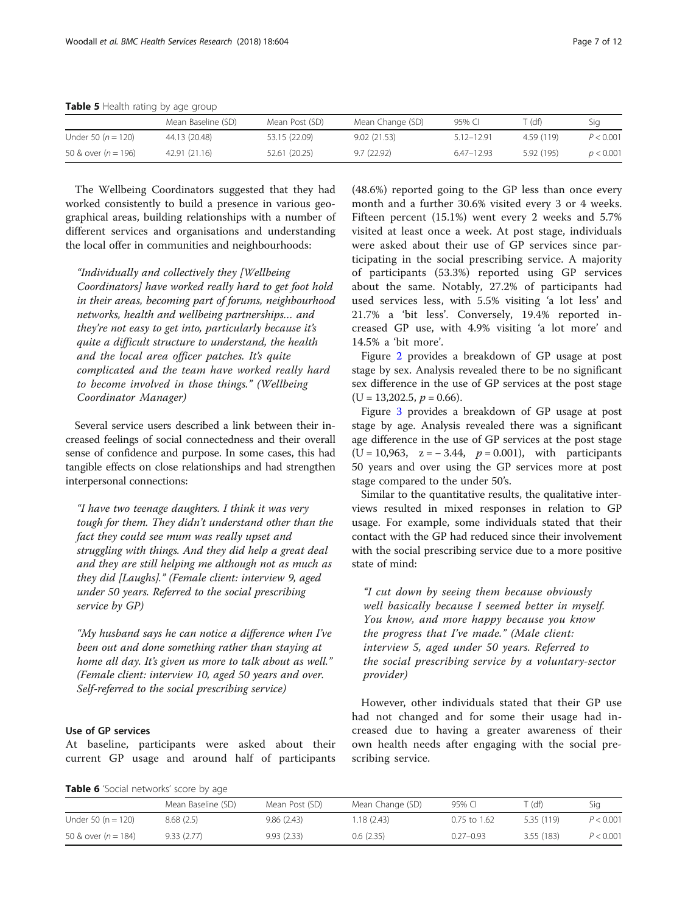**Table 5** Health rating by age group

| | Mean Baseline (SD) | Mean Post (SD) | Mean Change (SD) | 95% CI | T (df) | Sig |
|---|---|---|---|---|---|---|
| Under 50 ($n = 120$) | 44.13 (20.48) | 53.15 (22.09) | 9.02 (21.53) | 5.12–12.91 | 4.59 (119) | $P < 0.001$ |
| 50 & over ($n = 196$) | 42.91 (21.16) | 52.61 (20.25) | 9.7 (22.92) | 6.47–12.93 | 5.92 (195) | $p < 0.001$ |

The Wellbeing Coordinators suggested that they had worked consistently to build a presence in various geographical areas, building relationships with a number of different services and organisations and understanding the local offer in communities and neighbourhoods:

> *"Individually and collectively they [Wellbeing Coordinators] have worked really hard to get foot hold in their areas, becoming part of forums, neighbourhood networks, health and wellbeing partnerships… and they're not easy to get into, particularly because it's quite a difficult structure to understand, the health and the local area officer patches. It's quite complicated and the team have worked really hard to become involved in those things." (Wellbeing Coordinator Manager)*

Several service users described a link between their increased feelings of social connectedness and their overall sense of confidence and purpose. In some cases, this had tangible effects on close relationships and had strengthen interpersonal connections:

> *"I have two teenage daughters. I think it was very tough for them. They didn't understand other than the fact they could see mum was really upset and struggling with things. And they did help a great deal and they are still helping me although not as much as they did [Laughs]." (Female client: interview 9, aged under 50 years. Referred to the social prescribing service by GP)*

> *"My husband says he can notice a difference when I've been out and done something rather than staying at home all day. It's given us more to talk about as well." (Female client: interview 10, aged 50 years and over. Self-referred to the social prescribing service)*

### Use of GP services

At baseline, participants were asked about their current GP usage and around half of participants (48.6%) reported going to the GP less than once every month and a further 30.6% visited every 3 or 4 weeks. Fifteen percent (15.1%) went every 2 weeks and 5.7% visited at least once a week. At post stage, individuals were asked about their use of GP services since participating in the social prescribing service. A majority of participants (53.3%) reported using GP services about the same. Notably, 27.2% of participants had used services less, with 5.5% visiting 'a lot less' and 21.7% a 'bit less'. Conversely, 19.4% reported increased GP use, with 4.9% visiting 'a lot more' and 14.5% a 'bit more'.

Figure 2 provides a breakdown of GP usage at post stage by sex. Analysis revealed there to be no significant sex difference in the use of GP services at the post stage ($U = 13{,}202.5$, $p = 0.66$).

Figure 3 provides a breakdown of GP usage at post stage by age. Analysis revealed there was a significant age difference in the use of GP services at the post stage ($U = 10{,}963$, $z = -3.44$, $p = 0.001$), with participants 50 years and over using the GP services more at post stage compared to the under 50's.

Similar to the quantitative results, the qualitative interviews resulted in mixed responses in relation to GP usage. For example, some individuals stated that their contact with the GP had reduced since their involvement with the social prescribing service due to a more positive state of mind:

> *"I cut down by seeing them because obviously well basically because I seemed better in myself. You know, and more happy because you know the progress that I've made." (Male client: interview 5, aged under 50 years. Referred to the social prescribing service by a voluntary-sector provider)*

However, other individuals stated that their GP use had not changed and for some their usage had increased due to having a greater awareness of their own health needs after engaging with the social prescribing service.

**Table 6** 'Social networks' score by age

| | Mean Baseline (SD) | Mean Post (SD) | Mean Change (SD) | 95% CI | T (df) | Sig |
|---|---|---|---|---|---|---|
| Under 50 ($n = 120$) | 8.68 (2.5) | 9.86 (2.43) | 1.18 (2.43) | 0.75 to 1.62 | 5.35 (119) | $P < 0.001$ |
| 50 & over ($n = 184$) | 9.33 (2.77) | 9.93 (2.33) | 0.6 (2.35) | 0.27–0.93 | 3.55 (183) | $P < 0.001$ |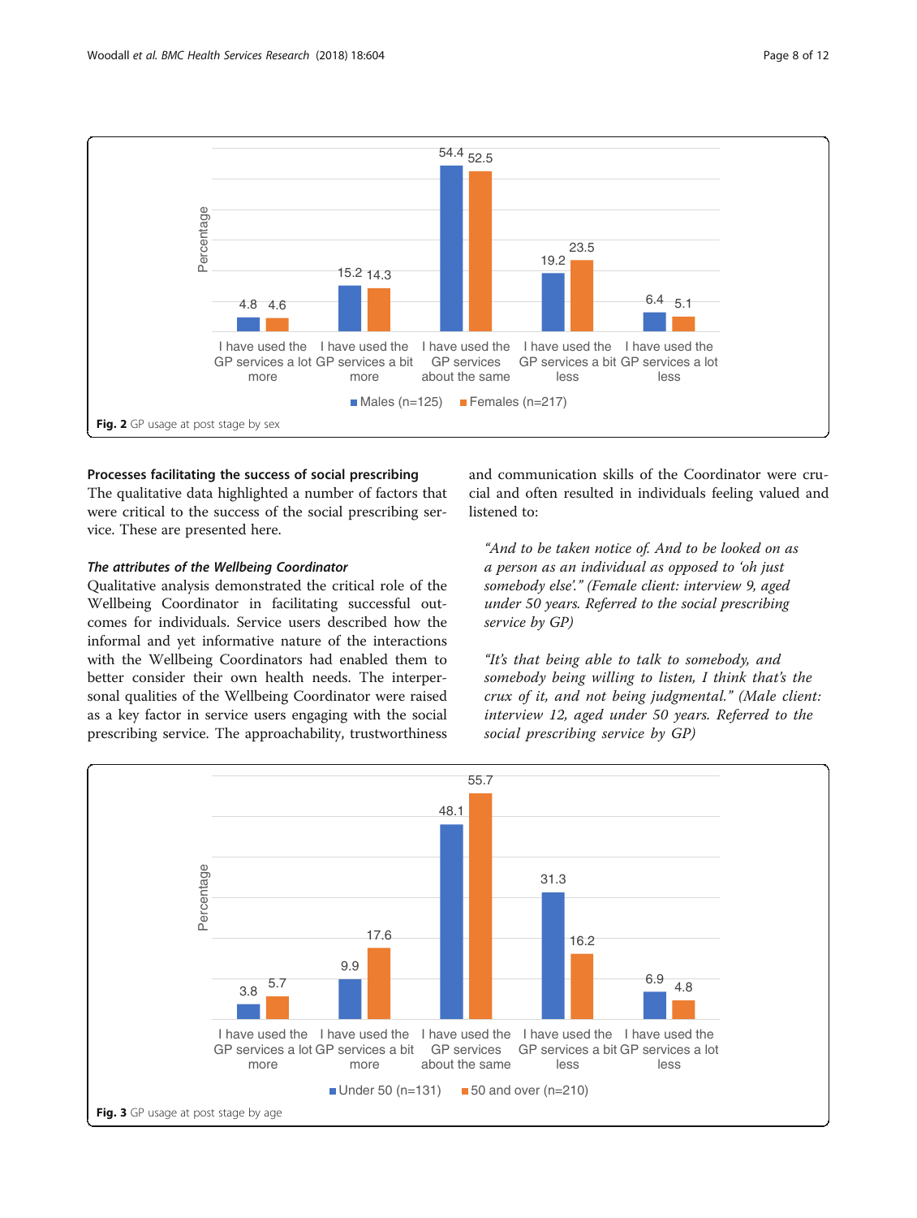Fig. 2 GP usage at post stage by sex

| | Males (n=125) | Females (n=217) |
| --- | --- | --- |
| I have used the GP services a lot more | 4.8 | 4.6 |
| I have used the GP services a bit more | 15.2 | 14.3 |
| I have used the GP services about the same | 54.4 | 52.5 |
| I have used the GP services a bit less | 19.2 | 23.5 |
| I have used the GP services a lot less | 6.4 | 5.1 |

## Processes facilitating the success of social prescribing

The qualitative data highlighted a number of factors that were critical to the success of the social prescribing service. These are presented here.

### *The attributes of the Wellbeing Coordinator*

Qualitative analysis demonstrated the critical role of the Wellbeing Coordinator in facilitating successful outcomes for individuals. Service users described how the informal and yet informative nature of the interactions with the Wellbeing Coordinators had enabled them to better consider their own health needs. The interpersonal qualities of the Wellbeing Coordinator were raised as a key factor in service users engaging with the social prescribing service. The approachability, trustworthiness and communication skills of the Coordinator were crucial and often resulted in individuals feeling valued and listened to:

> *"And to be taken notice of. And to be looked on as a person as an individual as opposed to 'oh just somebody else'." (Female client: interview 9, aged under 50 years. Referred to the social prescribing service by GP)*

> *"It's that being able to talk to somebody, and somebody being willing to listen, I think that's the crux of it, and not being judgmental." (Male client: interview 12, aged under 50 years. Referred to the social prescribing service by GP)*

Fig. 3 GP usage at post stage by age

| | Under 50 (n=131) | 50 and over (n=210) |
| --- | --- | --- |
| I have used the GP services a lot more | 3.8 | 5.7 |
| I have used the GP services a bit more | 9.9 | 17.6 |
| I have used the GP services about the same | 48.1 | 55.7 |
| I have used the GP services a bit less | 31.3 | 16.2 |
| I have used the GP services a lot less | 6.9 | 4.8 |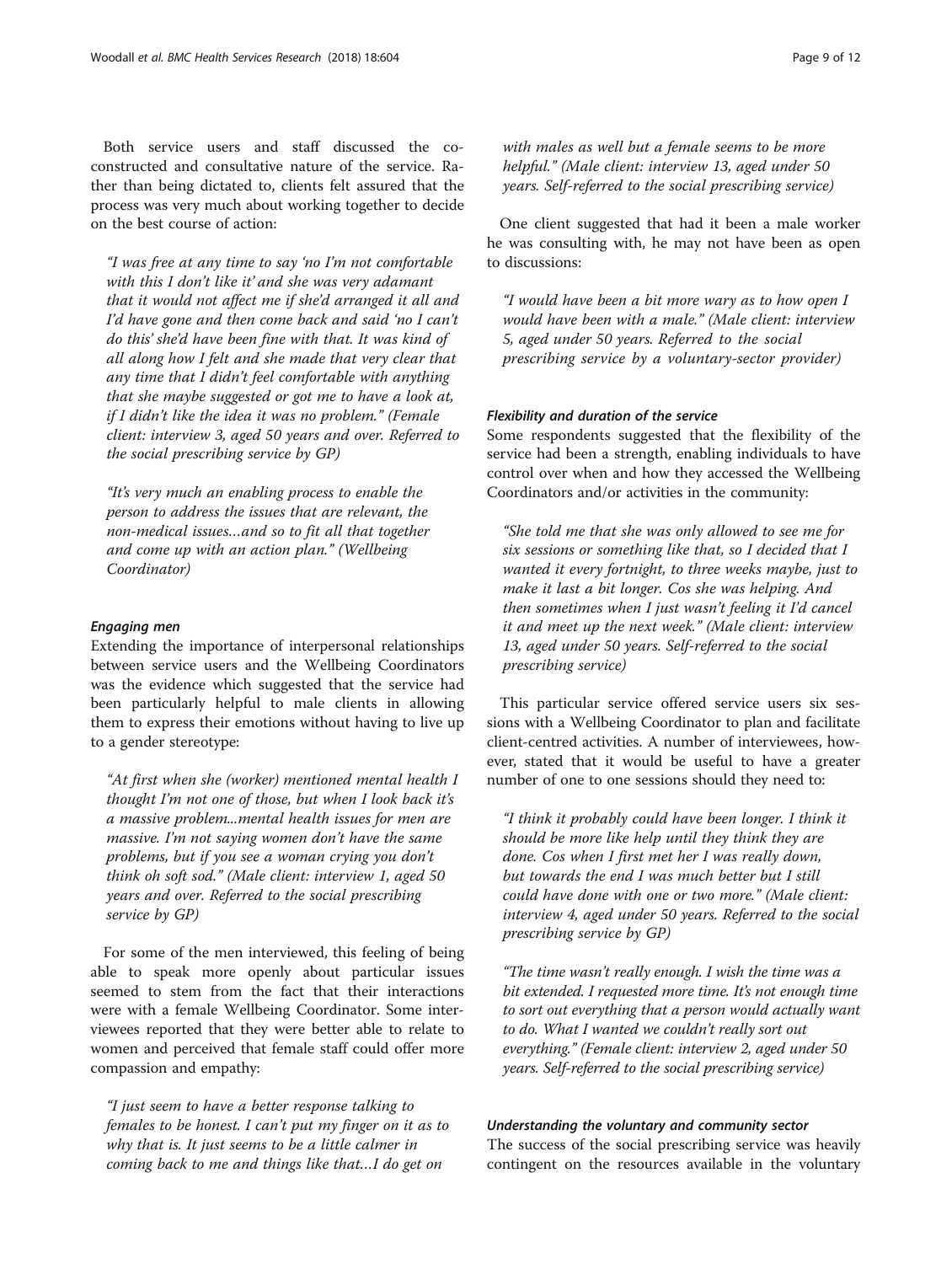Both service users and staff discussed the co-constructed and consultative nature of the service. Rather than being dictated to, clients felt assured that the process was very much about working together to decide on the best course of action:

"I was free at any time to say 'no I'm not comfortable with this I don't like it' and she was very adamant that it would not affect me if she'd arranged it all and I'd have gone and then come back and said 'no I can't do this' she'd have been fine with that. It was kind of all along how I felt and she made that very clear that any time that I didn't feel comfortable with anything that she maybe suggested or got me to have a look at, if I didn't like the idea it was no problem." (Female client: interview 3, aged 50 years and over. Referred to the social prescribing service by GP)

"It's very much an enabling process to enable the person to address the issues that are relevant, the non-medical issues…and so to fit all that together and come up with an action plan." (Wellbeing Coordinator)

#### *Engaging men*

Extending the importance of interpersonal relationships between service users and the Wellbeing Coordinators was the evidence which suggested that the service had been particularly helpful to male clients in allowing them to express their emotions without having to live up to a gender stereotype:

"At first when she (worker) mentioned mental health I thought I'm not one of those, but when I look back it's a massive problem...mental health issues for men are massive. I'm not saying women don't have the same problems, but if you see a woman crying you don't think oh soft sod." (Male client: interview 1, aged 50 years and over. Referred to the social prescribing service by GP)

For some of the men interviewed, this feeling of being able to speak more openly about particular issues seemed to stem from the fact that their interactions were with a female Wellbeing Coordinator. Some interviewees reported that they were better able to relate to women and perceived that female staff could offer more compassion and empathy:

"I just seem to have a better response talking to females to be honest. I can't put my finger on it as to why that is. It just seems to be a little calmer in coming back to me and things like that…I do get on with males as well but a female seems to be more helpful." (Male client: interview 13, aged under 50 years. Self-referred to the social prescribing service)

One client suggested that had it been a male worker he was consulting with, he may not have been as open to discussions:

"I would have been a bit more wary as to how open I would have been with a male." (Male client: interview 5, aged under 50 years. Referred to the social prescribing service by a voluntary-sector provider)

#### *Flexibility and duration of the service*

Some respondents suggested that the flexibility of the service had been a strength, enabling individuals to have control over when and how they accessed the Wellbeing Coordinators and/or activities in the community:

"She told me that she was only allowed to see me for six sessions or something like that, so I decided that I wanted it every fortnight, to three weeks maybe, just to make it last a bit longer. Cos she was helping. And then sometimes when I just wasn't feeling it I'd cancel it and meet up the next week." (Male client: interview 13, aged under 50 years. Self-referred to the social prescribing service)

This particular service offered service users six sessions with a Wellbeing Coordinator to plan and facilitate client-centred activities. A number of interviewees, however, stated that it would be useful to have a greater number of one to one sessions should they need to:

"I think it probably could have been longer. I think it should be more like help until they think they are done. Cos when I first met her I was really down, but towards the end I was much better but I still could have done with one or two more." (Male client: interview 4, aged under 50 years. Referred to the social prescribing service by GP)

"The time wasn't really enough. I wish the time was a bit extended. I requested more time. It's not enough time to sort out everything that a person would actually want to do. What I wanted we couldn't really sort out everything." (Female client: interview 2, aged under 50 years. Self-referred to the social prescribing service)

#### *Understanding the voluntary and community sector*

The success of the social prescribing service was heavily contingent on the resources available in the voluntary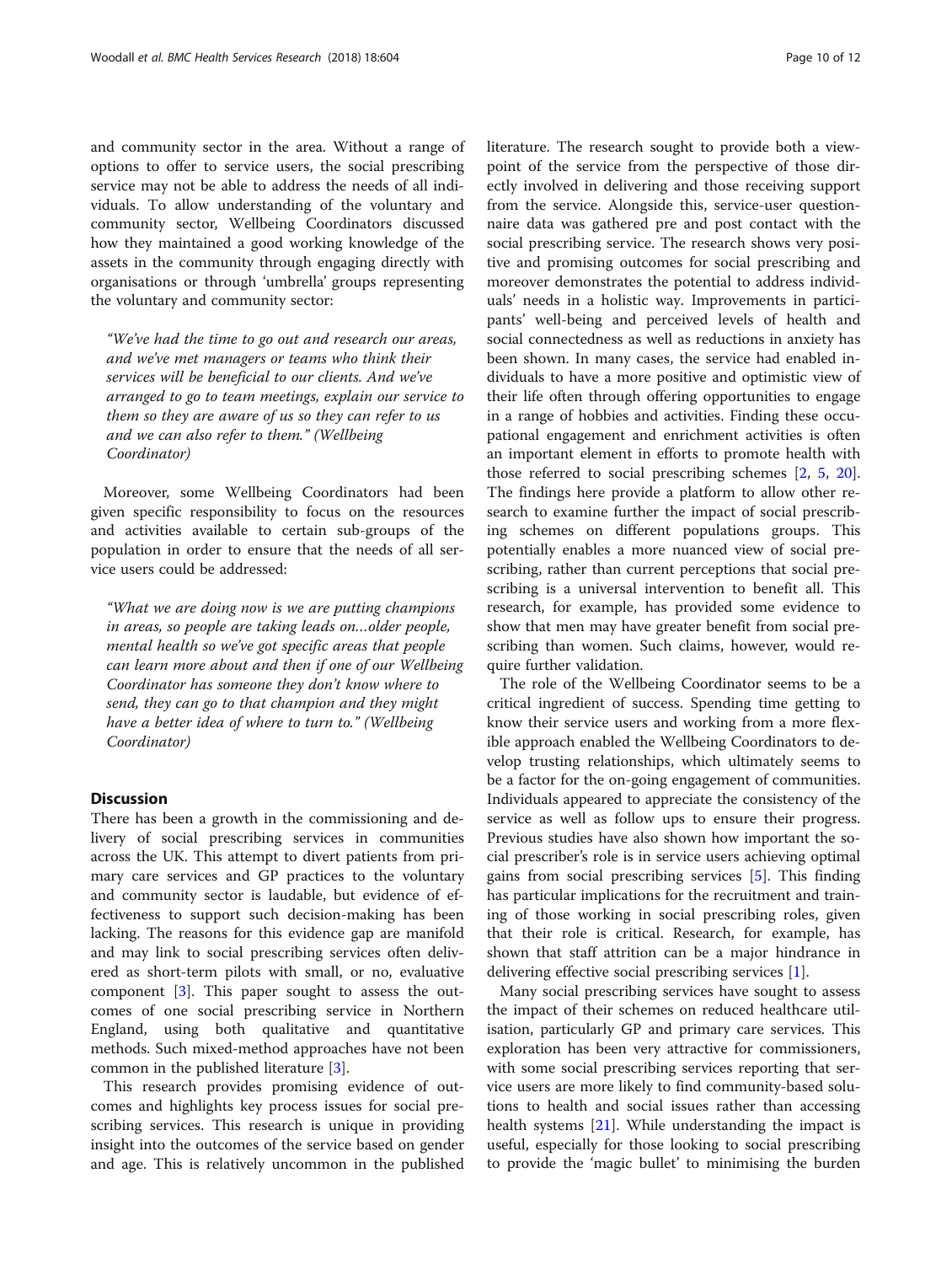and community sector in the area. Without a range of options to offer to service users, the social prescribing service may not be able to address the needs of all individuals. To allow understanding of the voluntary and community sector, Wellbeing Coordinators discussed how they maintained a good working knowledge of the assets in the community through engaging directly with organisations or through 'umbrella' groups representing the voluntary and community sector:

> *"We've had the time to go out and research our areas, and we've met managers or teams who think their services will be beneficial to our clients. And we've arranged to go to team meetings, explain our service to them so they are aware of us so they can refer to us and we can also refer to them." (Wellbeing Coordinator)*

Moreover, some Wellbeing Coordinators had been given specific responsibility to focus on the resources and activities available to certain sub-groups of the population in order to ensure that the needs of all service users could be addressed:

> *"What we are doing now is we are putting champions in areas, so people are taking leads on…older people, mental health so we've got specific areas that people can learn more about and then if one of our Wellbeing Coordinator has someone they don't know where to send, they can go to that champion and they might have a better idea of where to turn to." (Wellbeing Coordinator)*

## Discussion

There has been a growth in the commissioning and delivery of social prescribing services in communities across the UK. This attempt to divert patients from primary care services and GP practices to the voluntary and community sector is laudable, but evidence of effectiveness to support such decision-making has been lacking. The reasons for this evidence gap are manifold and may link to social prescribing services often delivered as short-term pilots with small, or no, evaluative component [3]. This paper sought to assess the outcomes of one social prescribing service in Northern England, using both qualitative and quantitative methods. Such mixed-method approaches have not been common in the published literature [3].

This research provides promising evidence of outcomes and highlights key process issues for social prescribing services. This research is unique in providing insight into the outcomes of the service based on gender and age. This is relatively uncommon in the published literature. The research sought to provide both a viewpoint of the service from the perspective of those directly involved in delivering and those receiving support from the service. Alongside this, service-user questionnaire data was gathered pre and post contact with the social prescribing service. The research shows very positive and promising outcomes for social prescribing and moreover demonstrates the potential to address individuals' needs in a holistic way. Improvements in participants' well-being and perceived levels of health and social connectedness as well as reductions in anxiety has been shown. In many cases, the service had enabled individuals to have a more positive and optimistic view of their life often through offering opportunities to engage in a range of hobbies and activities. Finding these occupational engagement and enrichment activities is often an important element in efforts to promote health with those referred to social prescribing schemes [2, 5, 20]. The findings here provide a platform to allow other research to examine further the impact of social prescribing schemes on different populations groups. This potentially enables a more nuanced view of social prescribing, rather than current perceptions that social prescribing is a universal intervention to benefit all. This research, for example, has provided some evidence to show that men may have greater benefit from social prescribing than women. Such claims, however, would require further validation.

The role of the Wellbeing Coordinator seems to be a critical ingredient of success. Spending time getting to know their service users and working from a more flexible approach enabled the Wellbeing Coordinators to develop trusting relationships, which ultimately seems to be a factor for the on-going engagement of communities. Individuals appeared to appreciate the consistency of the service as well as follow ups to ensure their progress. Previous studies have also shown how important the social prescriber's role is in service users achieving optimal gains from social prescribing services [5]. This finding has particular implications for the recruitment and training of those working in social prescribing roles, given that their role is critical. Research, for example, has shown that staff attrition can be a major hindrance in delivering effective social prescribing services [1].

Many social prescribing services have sought to assess the impact of their schemes on reduced healthcare utilisation, particularly GP and primary care services. This exploration has been very attractive for commissioners, with some social prescribing services reporting that service users are more likely to find community-based solutions to health and social issues rather than accessing health systems [21]. While understanding the impact is useful, especially for those looking to social prescribing to provide the 'magic bullet' to minimising the burden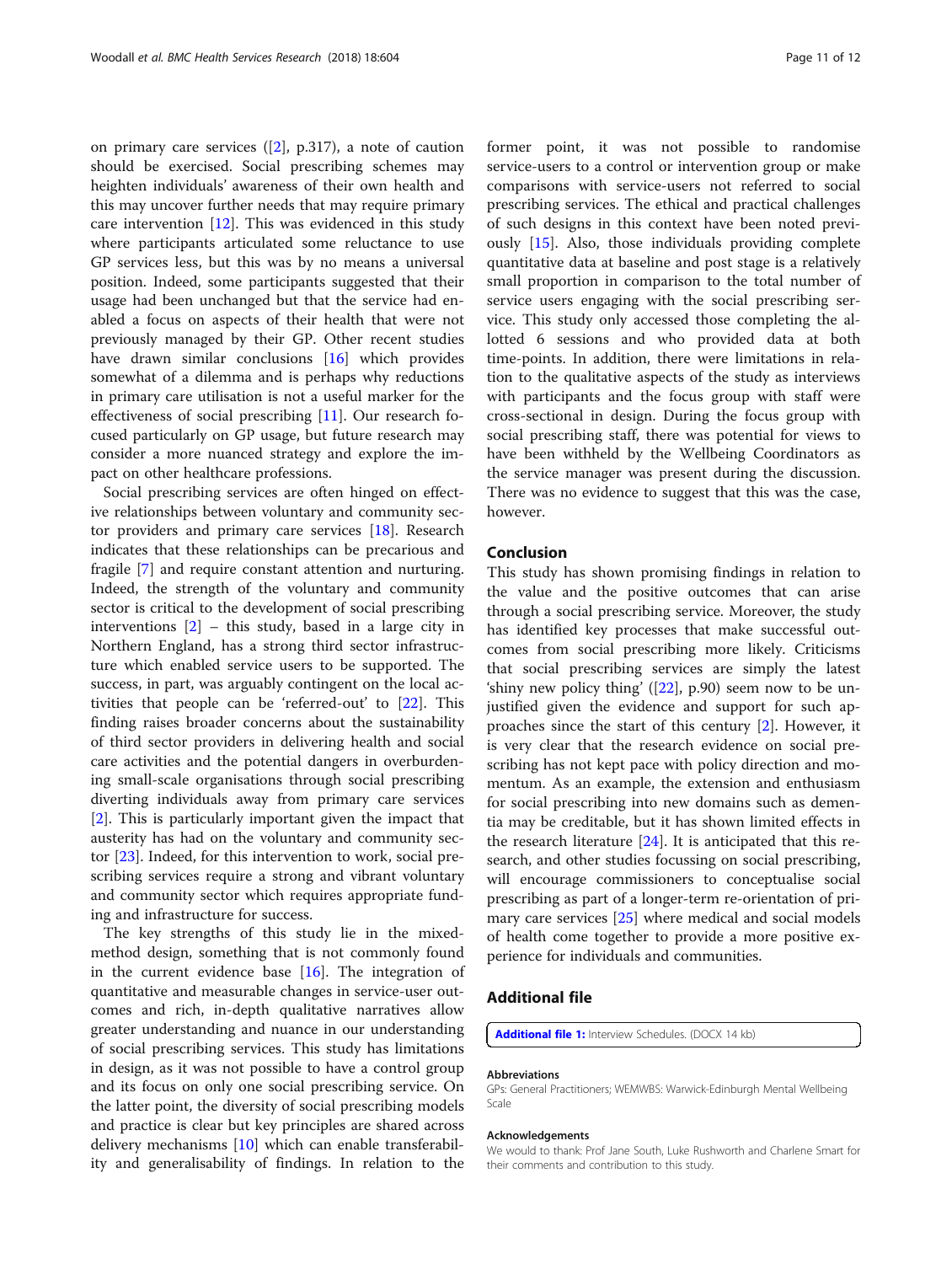on primary care services ([2], p.317), a note of caution should be exercised. Social prescribing schemes may heighten individuals' awareness of their own health and this may uncover further needs that may require primary care intervention [12]. This was evidenced in this study where participants articulated some reluctance to use GP services less, but this was by no means a universal position. Indeed, some participants suggested that their usage had been unchanged but that the service had enabled a focus on aspects of their health that were not previously managed by their GP. Other recent studies have drawn similar conclusions [16] which provides somewhat of a dilemma and is perhaps why reductions in primary care utilisation is not a useful marker for the effectiveness of social prescribing [11]. Our research focused particularly on GP usage, but future research may consider a more nuanced strategy and explore the impact on other healthcare professions.

Social prescribing services are often hinged on effective relationships between voluntary and community sector providers and primary care services [18]. Research indicates that these relationships can be precarious and fragile [7] and require constant attention and nurturing. Indeed, the strength of the voluntary and community sector is critical to the development of social prescribing interventions [2] – this study, based in a large city in Northern England, has a strong third sector infrastructure which enabled service users to be supported. The success, in part, was arguably contingent on the local activities that people can be 'referred-out' to [22]. This finding raises broader concerns about the sustainability of third sector providers in delivering health and social care activities and the potential dangers in overburdening small-scale organisations through social prescribing diverting individuals away from primary care services [2]. This is particularly important given the impact that austerity has had on the voluntary and community sector [23]. Indeed, for this intervention to work, social prescribing services require a strong and vibrant voluntary and community sector which requires appropriate funding and infrastructure for success.

The key strengths of this study lie in the mixed-method design, something that is not commonly found in the current evidence base [16]. The integration of quantitative and measurable changes in service-user outcomes and rich, in-depth qualitative narratives allow greater understanding and nuance in our understanding of social prescribing services. This study has limitations in design, as it was not possible to have a control group and its focus on only one social prescribing service. On the latter point, the diversity of social prescribing models and practice is clear but key principles are shared across delivery mechanisms [10] which can enable transferability and generalisability of findings. In relation to the former point, it was not possible to randomise service-users to a control or intervention group or make comparisons with service-users not referred to social prescribing services. The ethical and practical challenges of such designs in this context have been noted previously [15]. Also, those individuals providing complete quantitative data at baseline and post stage is a relatively small proportion in comparison to the total number of service users engaging with the social prescribing service. This study only accessed those completing the allotted 6 sessions and who provided data at both time-points. In addition, there were limitations in relation to the qualitative aspects of the study as interviews with participants and the focus group with staff were cross-sectional in design. During the focus group with social prescribing staff, there was potential for views to have been withheld by the Wellbeing Coordinators as the service manager was present during the discussion. There was no evidence to suggest that this was the case, however.

## Conclusion

This study has shown promising findings in relation to the value and the positive outcomes that can arise through a social prescribing service. Moreover, the study has identified key processes that make successful outcomes from social prescribing more likely. Criticisms that social prescribing services are simply the latest 'shiny new policy thing' ([22], p.90) seem now to be unjustified given the evidence and support for such approaches since the start of this century [2]. However, it is very clear that the research evidence on social prescribing has not kept pace with policy direction and momentum. As an example, the extension and enthusiasm for social prescribing into new domains such as dementia may be creditable, but it has shown limited effects in the research literature [24]. It is anticipated that this research, and other studies focussing on social prescribing, will encourage commissioners to conceptualise social prescribing as part of a longer-term re-orientation of primary care services [25] where medical and social models of health come together to provide a more positive experience for individuals and communities.

## Additional file

**Additional file 1:** Interview Schedules. (DOCX 14 kb)

### Abbreviations

GPs: General Practitioners; WEMWBS: Warwick-Edinburgh Mental Wellbeing Scale

### Acknowledgements

We would to thank: Prof Jane South, Luke Rushworth and Charlene Smart for their comments and contribution to this study.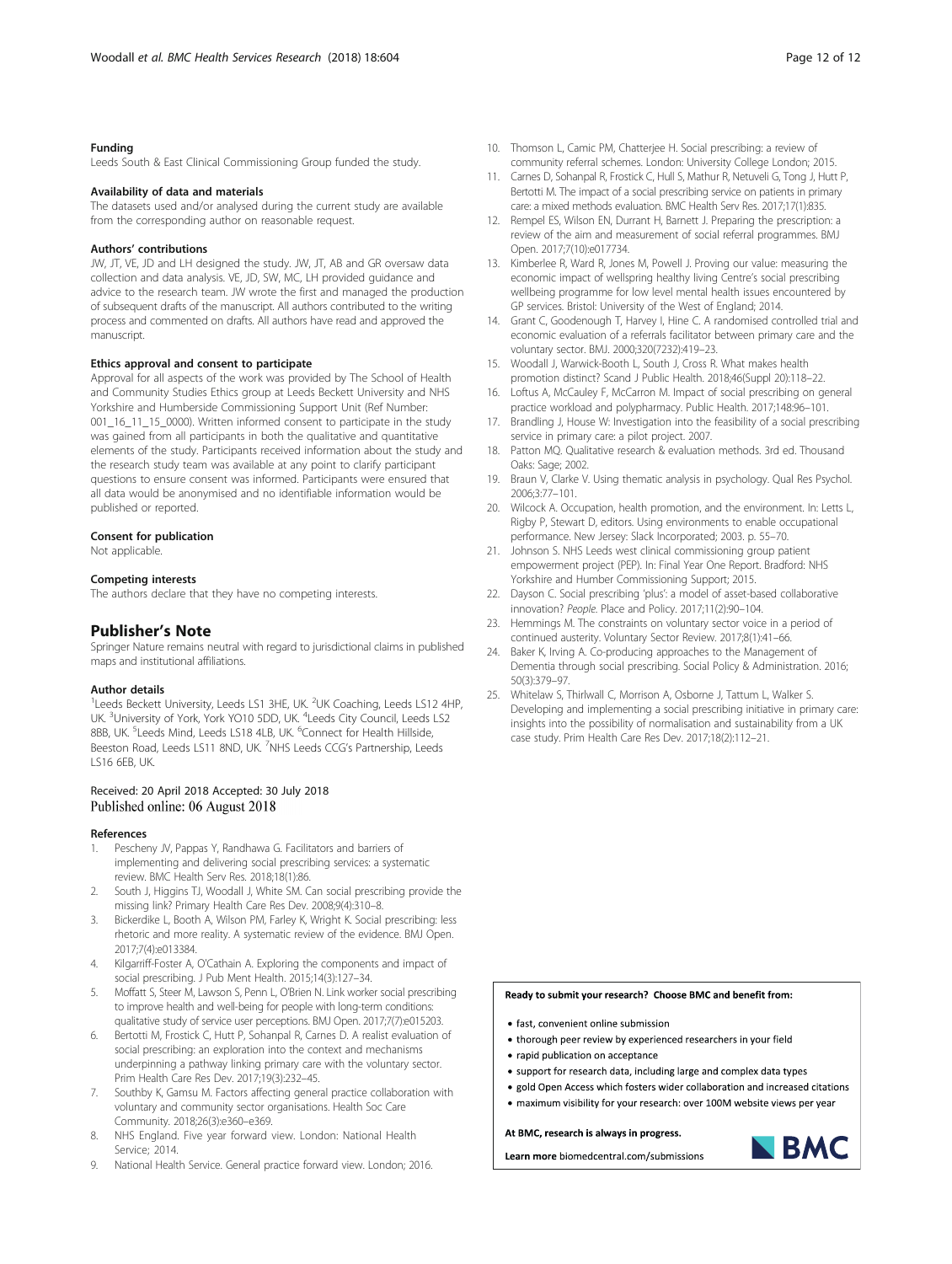### Funding

Leeds South & East Clinical Commissioning Group funded the study.

### Availability of data and materials

The datasets used and/or analysed during the current study are available from the corresponding author on reasonable request.

### Authors' contributions

JW, JT, VE, JD and LH designed the study. JW, JT, AB and GR oversaw data collection and data analysis. VE, JD, SW, MC, LH provided guidance and advice to the research team. JW wrote the first and managed the production of subsequent drafts of the manuscript. All authors contributed to the writing process and commented on drafts. All authors have read and approved the manuscript.

### Ethics approval and consent to participate

Approval for all aspects of the work was provided by The School of Health and Community Studies Ethics group at Leeds Beckett University and NHS Yorkshire and Humberside Commissioning Support Unit (Ref Number: 001_16_11_15_0000). Written informed consent to participate in the study was gained from all participants in both the qualitative and quantitative elements of the study. Participants received information about the study and the research study team was available at any point to clarify participant questions to ensure consent was informed. Participants were ensured that all data would be anonymised and no identifiable information would be published or reported.

### Consent for publication

Not applicable.

### Competing interests

The authors declare that they have no competing interests.

## Publisher's Note

Springer Nature remains neutral with regard to jurisdictional claims in published maps and institutional affiliations.

### Author details

[1]Leeds Beckett University, Leeds LS1 3HE, UK. [2]UK Coaching, Leeds LS12 4HP, UK. [3]University of York, York YO10 5DD, UK. [4]Leeds City Council, Leeds LS2 8BB, UK. [5]Leeds Mind, Leeds LS18 4LB, UK. [6]Connect for Health Hillside, Beeston Road, Leeds LS11 8ND, UK. [7]NHS Leeds CCG's Partnership, Leeds LS16 6EB, UK.

Received: 20 April 2018 Accepted: 30 July 2018
Published online: 06 August 2018

### References

1. Pescheny JV, Pappas Y, Randhawa G. Facilitators and barriers of implementing and delivering social prescribing services: a systematic review. BMC Health Serv Res. 2018;18(1):86.
2. South J, Higgins TJ, Woodall J, White SM. Can social prescribing provide the missing link? Primary Health Care Res Dev. 2008;9(4):310–8.
3. Bickerdike L, Booth A, Wilson PM, Farley K, Wright K. Social prescribing: less rhetoric and more reality. A systematic review of the evidence. BMJ Open. 2017;7(4):e013384.
4. Kilgarriff-Foster A, O'Cathain A. Exploring the components and impact of social prescribing. J Pub Ment Health. 2015;14(3):127–34.
5. Moffatt S, Steer M, Lawson S, Penn L, O'Brien N. Link worker social prescribing to improve health and well-being for people with long-term conditions: qualitative study of service user perceptions. BMJ Open. 2017;7(7):e015203.
6. Bertotti M, Frostick C, Hutt P, Sohanpal R, Carnes D. A realist evaluation of social prescribing: an exploration into the context and mechanisms underpinning a pathway linking primary care with the voluntary sector. Prim Health Care Res Dev. 2017;19(3):232–45.
7. Southby K, Gamsu M. Factors affecting general practice collaboration with voluntary and community sector organisations. Health Soc Care Community. 2018;26(3):e360–e369.
8. NHS England. Five year forward view. London: National Health Service; 2014.
9. National Health Service. General practice forward view. London; 2016.
10. Thomson L, Camic PM, Chatterjee H. Social prescribing: a review of community referral schemes. London: University College London; 2015.
11. Carnes D, Sohanpal R, Frostick C, Hull S, Mathur R, Netuveli G, Tong J, Hutt P, Bertotti M. The impact of a social prescribing service on patients in primary care: a mixed methods evaluation. BMC Health Serv Res. 2017;17(1):835.
12. Rempel ES, Wilson EN, Durrant H, Barnett J. Preparing the prescription: a review of the aim and measurement of social referral programmes. BMJ Open. 2017;7(10):e017734.
13. Kimberlee R, Ward R, Jones M, Powell J. Proving our value: measuring the economic impact of wellspring healthy living Centre's social prescribing wellbeing programme for low level mental health issues encountered by GP services. Bristol: University of the West of England; 2014.
14. Grant C, Goodenough T, Harvey I, Hine C. A randomised controlled trial and economic evaluation of a referrals facilitator between primary care and the voluntary sector. BMJ. 2000;320(7232):419–23.
15. Woodall J, Warwick-Booth L, South J, Cross R. What makes health promotion distinct? Scand J Public Health. 2018;46(Suppl 20):118–22.
16. Loftus A, McCauley F, McCarron M. Impact of social prescribing on general practice workload and polypharmacy. Public Health. 2017;148:96–101.
17. Brandling J, House W: Investigation into the feasibility of a social prescribing service in primary care: a pilot project. 2007.
18. Patton MQ. Qualitative research & evaluation methods. 3rd ed. Thousand Oaks: Sage; 2002.
19. Braun V, Clarke V. Using thematic analysis in psychology. Qual Res Psychol. 2006;3:77–101.
20. Wilcock A. Occupation, health promotion, and the environment. In: Letts L, Rigby P, Stewart D, editors. Using environments to enable occupational performance. New Jersey: Slack Incorporated; 2003. p. 55–70.
21. Johnson S. NHS Leeds west clinical commissioning group patient empowerment project (PEP). In: Final Year One Report. Bradford: NHS Yorkshire and Humber Commissioning Support; 2015.
22. Dayson C. Social prescribing 'plus': a model of asset-based collaborative innovation? *People*. Place and Policy. 2017;11(2):90–104.
23. Hemmings M. The constraints on voluntary sector voice in a period of continued austerity. Voluntary Sector Review. 2017;8(1):41–66.
24. Baker K, Irving A. Co-producing approaches to the Management of Dementia through social prescribing. Social Policy & Administration. 2016; 50(3):379–97.
25. Whitelaw S, Thirlwall C, Morrison A, Osborne J, Tattum L, Walker S. Developing and implementing a social prescribing initiative in primary care: insights into the possibility of normalisation and sustainability from a UK case study. Prim Health Care Res Dev. 2017;18(2):112–21.

**Ready to submit your research? Choose BMC and benefit from:**

- fast, convenient online submission
- thorough peer review by experienced researchers in your field
- rapid publication on acceptance
- support for research data, including large and complex data types
- gold Open Access which fosters wider collaboration and increased citations
- maximum visibility for your research: over 100M website views per year

**At BMC, research is always in progress.**

**Learn more** biomedcentral.com/submissions

BMC